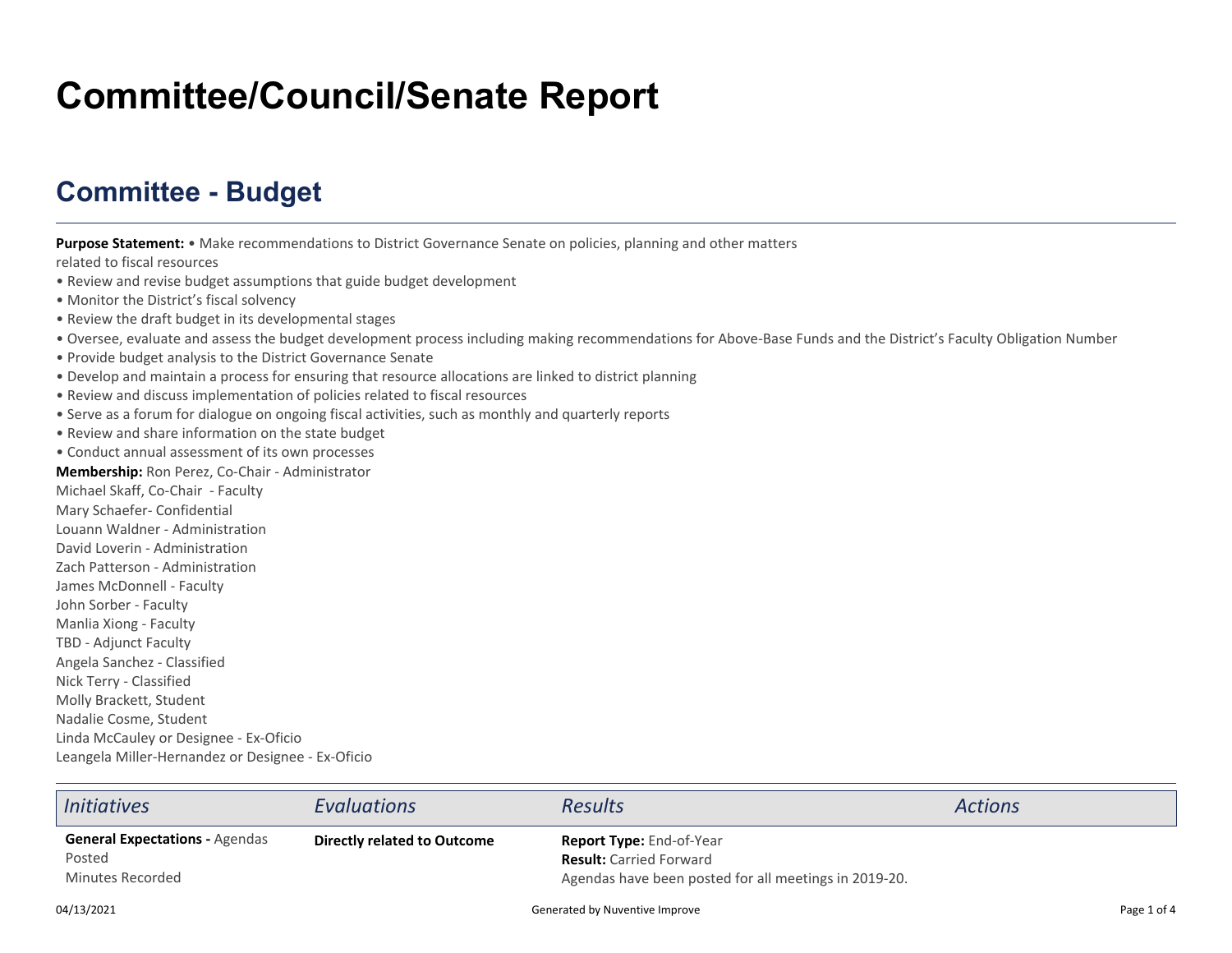# Committee/Council/Senate Report

## Committee - Budget

**Purpose Statement:** • Make recommendations to District Governance Senate on policies, planning and other matters related to fiscal resources

- Review and revise budget assumptions that guide budget development
- Monitor the District's fiscal solvency
- Review the draft budget in its developmental stages
- Oversee, evaluate and assess the budget development process including making recommendations for Above-Base Funds and the District's Faculty Obligation Number
- Provide budget analysis to the District Governance Senate
- Develop and maintain a process for ensuring that resource allocations are linked to district planning
- Review and discuss implementation of policies related to fiscal resources
- Serve as a forum for dialogue on ongoing fiscal activities, such as monthly and quarterly reports
- Review and share information on the state budget
- Conduct annual assessment of its own processes

**Membership:** Ron Perez, Co-Chair - Administrator
Michael Skaff, Co-Chair - Faculty
Mary Schaefer- Confidential
Louann Waldner - Administration
David Loverin - Administration
Zach Patterson - Administration
James McDonnell - Faculty
John Sorber - Faculty
Manlia Xiong - Faculty
TBD - Adjunct Faculty
Angela Sanchez - Classified
Nick Terry - Classified
Molly Brackett, Student
Nadalie Cosme, Student
Linda McCauley or Designee - Ex-Oficio
Leangela Miller-Hernandez or Designee - Ex-Oficio

| *Initiatives* | *Evaluations* | *Results* | *Actions* |
|---|---|---|---|
| **General Expectations -** Agendas Posted<br>Minutes Recorded | **Directly related to Outcome** | **Report Type:** End-of-Year<br>**Result:** Carried Forward<br>Agendas have been posted for all meetings in 2019-20. | |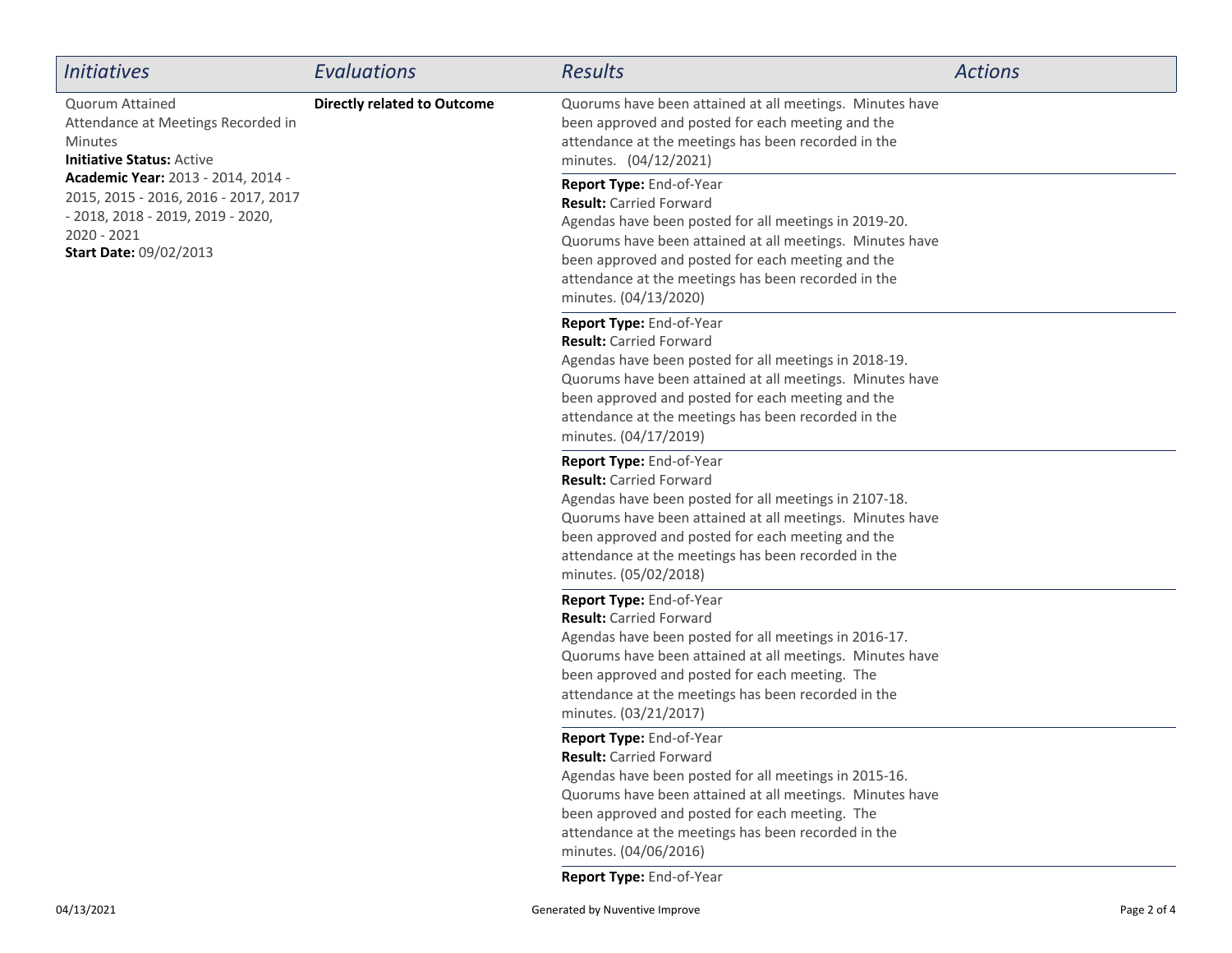| *Initiatives* | *Evaluations* | *Results* | *Actions* |
| --- | --- | --- | --- |
| Quorum Attained<br>Attendance at Meetings Recorded in Minutes<br>**Initiative Status:** Active<br>**Academic Year:** 2013 - 2014, 2014 - 2015, 2015 - 2016, 2016 - 2017, 2017 - 2018, 2018 - 2019, 2019 - 2020, 2020 - 2021<br>**Start Date:** 09/02/2013 | **Directly related to Outcome** | Quorums have been attained at all meetings. Minutes have been approved and posted for each meeting and the attendance at the meetings has been recorded in the minutes. (04/12/2021) | |
| | | **Report Type:** End-of-Year<br>**Result:** Carried Forward<br>Agendas have been posted for all meetings in 2019-20. Quorums have been attained at all meetings. Minutes have been approved and posted for each meeting and the attendance at the meetings has been recorded in the minutes. (04/13/2020) | |
| | | **Report Type:** End-of-Year<br>**Result:** Carried Forward<br>Agendas have been posted for all meetings in 2018-19. Quorums have been attained at all meetings. Minutes have been approved and posted for each meeting and the attendance at the meetings has been recorded in the minutes. (04/17/2019) | |
| | | **Report Type:** End-of-Year<br>**Result:** Carried Forward<br>Agendas have been posted for all meetings in 2107-18. Quorums have been attained at all meetings. Minutes have been approved and posted for each meeting and the attendance at the meetings has been recorded in the minutes. (05/02/2018) | |
| | | **Report Type:** End-of-Year<br>**Result:** Carried Forward<br>Agendas have been posted for all meetings in 2016-17. Quorums have been attained at all meetings. Minutes have been approved and posted for each meeting. The attendance at the meetings has been recorded in the minutes. (03/21/2017) | |
| | | **Report Type:** End-of-Year<br>**Result:** Carried Forward<br>Agendas have been posted for all meetings in 2015-16. Quorums have been attained at all meetings. Minutes have been approved and posted for each meeting. The attendance at the meetings has been recorded in the minutes. (04/06/2016) | |
| | | **Report Type:** End-of-Year | |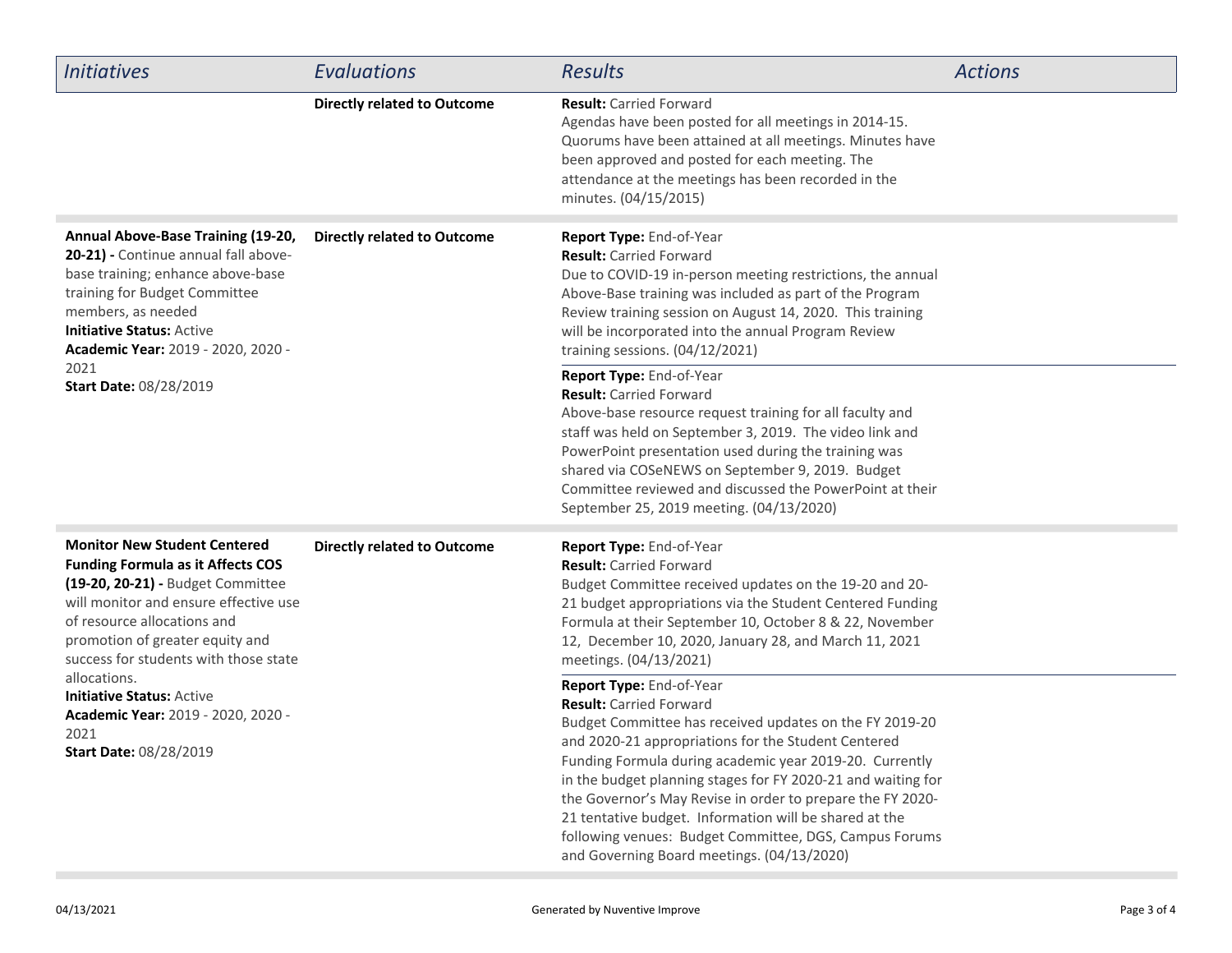| *Initiatives* | *Evaluations* | *Results* | *Actions* |
|---|---|---|---|
| | **Directly related to Outcome** | **Result:** Carried Forward<br>Agendas have been posted for all meetings in 2014-15. Quorums have been attained at all meetings. Minutes have been approved and posted for each meeting. The attendance at the meetings has been recorded in the minutes. (04/15/2015) | |
| **Annual Above-Base Training (19-20, 20-21) -** Continue annual fall above-base training; enhance above-base training for Budget Committee members, as needed<br>**Initiative Status:** Active<br>**Academic Year:** 2019 - 2020, 2020 - 2021<br>**Start Date:** 08/28/2019 | **Directly related to Outcome** | **Report Type:** End-of-Year<br>**Result:** Carried Forward<br>Due to COVID-19 in-person meeting restrictions, the annual Above-Base training was included as part of the Program Review training session on August 14, 2020. This training will be incorporated into the annual Program Review training sessions. (04/12/2021) | |
| | | **Report Type:** End-of-Year<br>**Result:** Carried Forward<br>Above-base resource request training for all faculty and staff was held on September 3, 2019. The video link and PowerPoint presentation used during the training was shared via COSeNEWS on September 9, 2019. Budget Committee reviewed and discussed the PowerPoint at their September 25, 2019 meeting. (04/13/2020) | |
| **Monitor New Student Centered Funding Formula as it Affects COS (19-20, 20-21) -** Budget Committee will monitor and ensure effective use of resource allocations and promotion of greater equity and success for students with those state allocations.<br>**Initiative Status:** Active<br>**Academic Year:** 2019 - 2020, 2020 - 2021<br>**Start Date:** 08/28/2019 | **Directly related to Outcome** | **Report Type:** End-of-Year<br>**Result:** Carried Forward<br>Budget Committee received updates on the 19-20 and 20-21 budget appropriations via the Student Centered Funding Formula at their September 10, October 8 & 22, November 12, December 10, 2020, January 28, and March 11, 2021 meetings. (04/13/2021) | |
| | | **Report Type:** End-of-Year<br>**Result:** Carried Forward<br>Budget Committee has received updates on the FY 2019-20 and 2020-21 appropriations for the Student Centered Funding Formula during academic year 2019-20. Currently in the budget planning stages for FY 2020-21 and waiting for the Governor's May Revise in order to prepare the FY 2020-21 tentative budget. Information will be shared at the following venues: Budget Committee, DGS, Campus Forums and Governing Board meetings. (04/13/2020) | |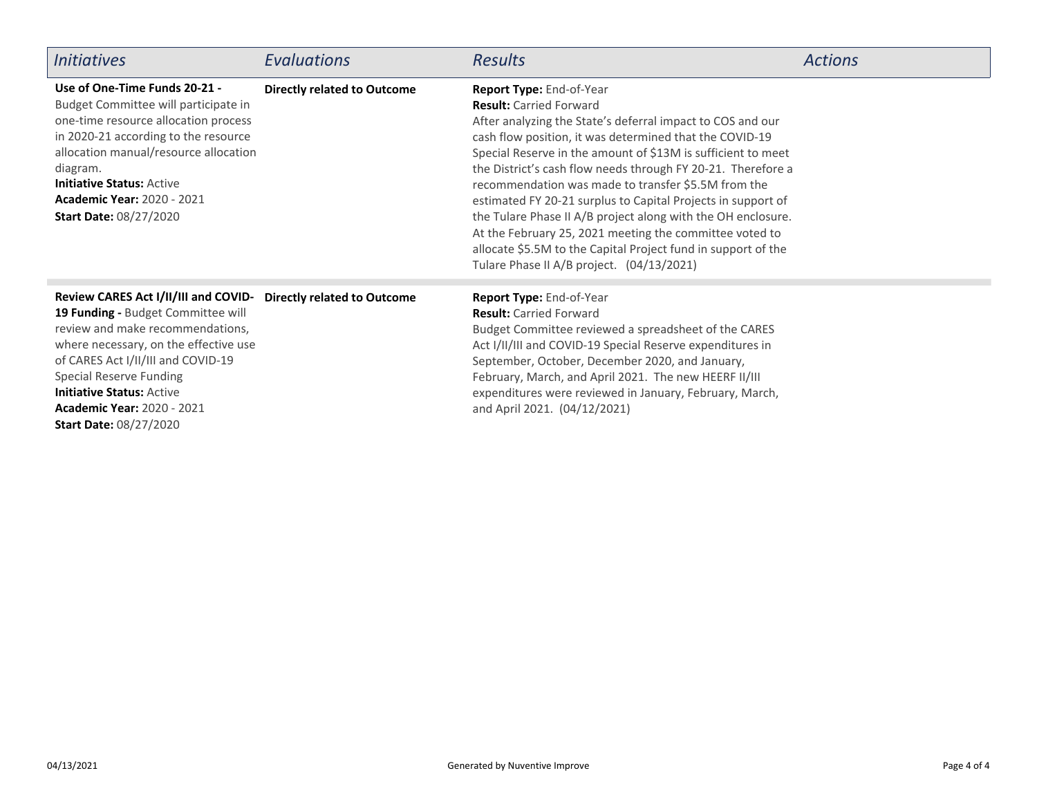| *Initiatives* | *Evaluations* | *Results* | *Actions* |
|---|---|---|---|
| **Use of One-Time Funds 20-21 -** Budget Committee will participate in one-time resource allocation process in 2020-21 according to the resource allocation manual/resource allocation diagram.<br>**Initiative Status:** Active<br>**Academic Year:** 2020 - 2021<br>**Start Date:** 08/27/2020 | **Directly related to Outcome** | **Report Type:** End-of-Year<br>**Result:** Carried Forward<br>After analyzing the State's deferral impact to COS and our cash flow position, it was determined that the COVID-19 Special Reserve in the amount of $13M is sufficient to meet the District's cash flow needs through FY 20-21. Therefore a recommendation was made to transfer $5.5M from the estimated FY 20-21 surplus to Capital Projects in support of the Tulare Phase II A/B project along with the OH enclosure. At the February 25, 2021 meeting the committee voted to allocate $5.5M to the Capital Project fund in support of the Tulare Phase II A/B project. (04/13/2021) | |
| **Review CARES Act I/II/III and COVID-19 Funding -** Budget Committee will review and make recommendations, where necessary, on the effective use of CARES Act I/II/III and COVID-19 Special Reserve Funding<br>**Initiative Status:** Active<br>**Academic Year:** 2020 - 2021<br>**Start Date:** 08/27/2020 | **Directly related to Outcome** | **Report Type:** End-of-Year<br>**Result:** Carried Forward<br>Budget Committee reviewed a spreadsheet of the CARES Act I/II/III and COVID-19 Special Reserve expenditures in September, October, December 2020, and January, February, March, and April 2021. The new HEERF II/III expenditures were reviewed in January, February, March, and April 2021. (04/12/2021) | |